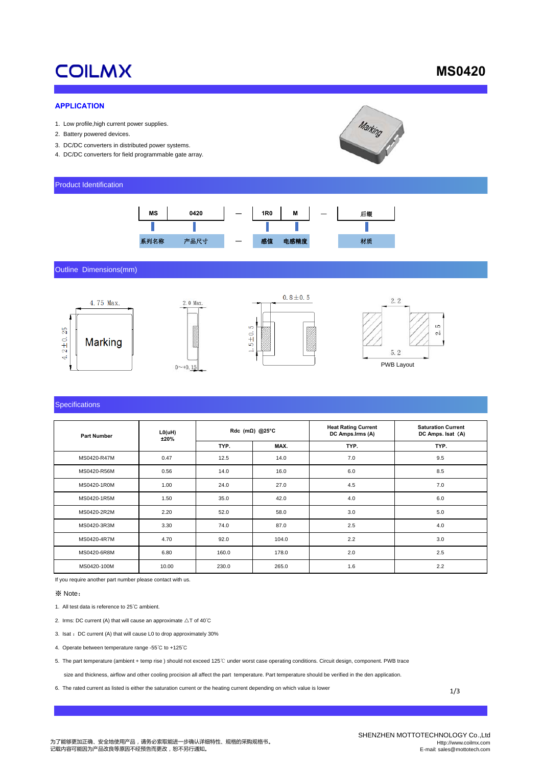# COILMX

# MS0420

## APPLICATION

1. Low profile,high current power supplies.
2. Battery powered devices.
3. DC/DC converters in distributed power systems.
4. DC/DC converters for field programmable gate array.

## Product Identification

| MS | 0420 | — | 1R0 | M | — | 后缀 |
|---|---|---|---|---|---|---|
| 系列名称 | 产品尺寸 | — | 感值 | 电感精度 | | 材质 |

## Outline Dimensions(mm)

4.75 Max.

4.2±0.25

Marking

2.0 Max.

0~+0.15

0.8±0.5

1.5±0.5

2.2

2.5

5.2

PWB Layout

## Specifications

| Part Number | L0(uH) ±20% | Rdc (mΩ) @25°C | | Heat Rating Current DC Amps.Irms (A) | Saturation Current DC Amps. Isat (A) |
|---|---|---|---|---|---|
| | | TYP. | MAX. | TYP. | TYP. |
| MS0420-R47M | 0.47 | 12.5 | 14.0 | 7.0 | 9.5 |
| MS0420-R56M | 0.56 | 14.0 | 16.0 | 6.0 | 8.5 |
| MS0420-1R0M | 1.00 | 24.0 | 27.0 | 4.5 | 7.0 |
| MS0420-1R5M | 1.50 | 35.0 | 42.0 | 4.0 | 6.0 |
| MS0420-2R2M | 2.20 | 52.0 | 58.0 | 3.0 | 5.0 |
| MS0420-3R3M | 3.30 | 74.0 | 87.0 | 2.5 | 4.0 |
| MS0420-4R7M | 4.70 | 92.0 | 104.0 | 2.2 | 3.0 |
| MS0420-6R8M | 6.80 | 160.0 | 178.0 | 2.0 | 2.5 |
| MS0420-100M | 10.00 | 230.0 | 265.0 | 1.6 | 2.2 |

If you require another part number please contact with us.

※ Note：

1. All test data is reference to 25℃ ambient.
2. Irms: DC current (A) that will cause an approximate △T of 40℃
3. Isat： DC current (A) that will cause L0 to drop approximately 30%
4. Operate between temperature range -55℃ to +125℃
5. The part temperature (ambient + temp rise ) should not exceed 125℃ under worst case operating conditions. Circuit design, component. PWB trace size and thickness, airflow and other cooling precision all affect the part temperature. Part temperature should be verified in the den application.
6. The rated current as listed is either the saturation current or the heating current depending on which value is lower

为了能够更加正确、安全地使用产品，请务必索取能进一步确认详细特性、规格的采购规格书。
记载内容可能因为产品改良等原因不经预告而更改，恕不另行通知。

SHENZHEN MOTTOTECHNOLOGY Co.,Ltd
Http://www.coilmx.com
E-mail: sales@mottotech.com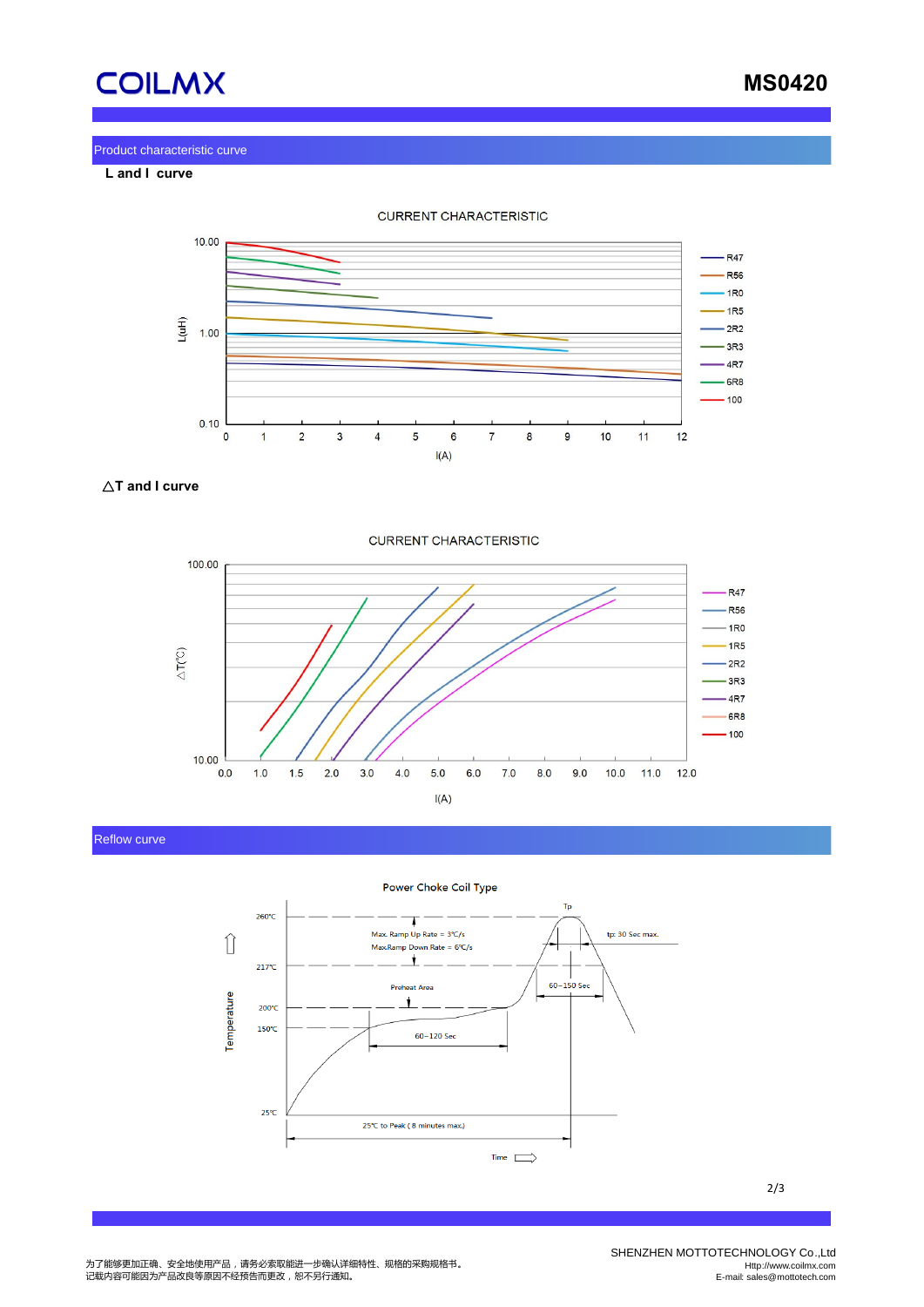## Product characteristic curve

**L and I curve**

CURRENT CHARACTERISTIC

L(uH) vs I(A) — Legend: R47, R56, 1R0, 1R5, 2R2, 3R3, 4R7, 6R8, 100

**△T and I curve**

CURRENT CHARACTERISTIC

△T(℃) vs I(A) — Legend: R47, R56, 1R0, 1R5, 2R2, 3R3, 4R7, 6R8, 100

## Reflow curve

Power Choke Coil Type

- 260℃
- 217℃
- 200℃
- 150℃
- 25℃
- Tp
- Max. Ramp Up Rate = 3℃/s
- Max.Ramp Down Rate = 6℃/s
- tp: 30 Sec max.
- Preheat Area
- 60~150 Sec
- 60~120 Sec
- 25℃ to Peak ( 8 minutes max.)
- Temperature
- Time

SHENZHEN MOTTOTECHNOLOGY Co.,Ltd
Http://www.coilmx.com
E-mail: sales@mottotech.com

为了能够更加正确、安全地使用产品，请务必索取能进一步确认详细特性、规格的采购规格书。
记载内容可能因为产品改良等原因不经预告而更改，恕不另行通知。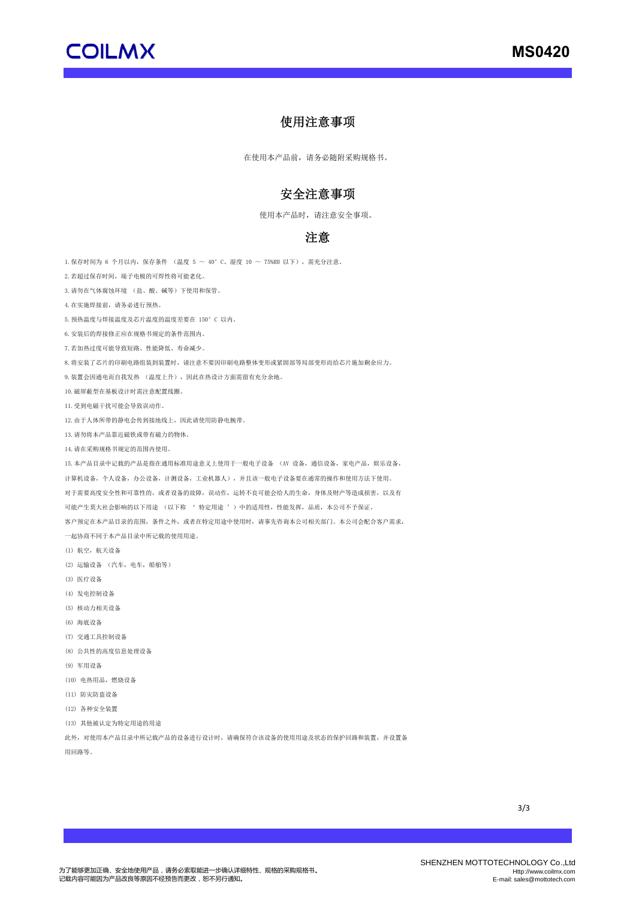# 使用注意事项

在使用本产品前，请务必随附采购规格书。

## 安全注意事项

使用本产品时，请注意安全事项。

## 注意

1. 保存时间为 6 个月以内，保存条件 （温度 5 ～ 40° C、湿度 10 ～ 75%RH 以下），需充分注意。
2. 若超过保存时间，端子电极的可焊性将可能老化。
3. 请勿在气体腐蚀环境 （盐、酸、碱等）下使用和保管。
4. 在实施焊接前，请务必进行预热。
5. 预热温度与焊接温度及芯片温度的温度差要在 150° C 以内。
6. 安装后的焊接修正应在规格书规定的条件范围内。
7. 若加热过度可能导致短路、性能降低、寿命减少。
8. 将安装了芯片的印刷电路组装到装置时，请注意不要因印刷电路整体变形或紧固部等局部变形而给芯片施加剩余应力。
9. 装置会因通电而自我发热 （温度上升），因此在热设计方面需留有充分余地。
10. 磁屏蔽型在基板设计时需注意配置线圈。
11. 受到电磁干扰可能会导致误动作。
12. 由于人体所带的静电会传到接地线上，因此请使用防静电腕带。
13. 请勿将本产品靠近磁铁或带有磁力的物体。
14. 请在采购规格书规定的范围内使用。
15. 本产品目录中记载的产品是指在通用标准用途意义上使用于一般电子设备 （AV 设备，通信设备，家电产品，娱乐设备，计算机设备，个人设备，办公设备，计测设备，工业机器人），并且该一般电子设备要在通常的操作和使用方法下使用。对于需要高度安全性和可靠性的，或者设备的故障，误动作，运转不良可能会给人的生命，身体及财产等造成损害，以及有可能产生莫大社会影响的以下用途 （以下称 ‘ 特定用途 ’ ）中的适用性，性能发挥，品质，本公司不予保证。客户预定在本产品目录的范围，条件之外，或者在特定用途中使用时，请事先咨询本公司相关部门。本公司会配合客户需求，一起协商不同于本产品目录中所记载的使用用途。

(1) 航空，航天设备

(2) 运输设备 （汽车，电车，船舶等）

(3) 医疗设备

(4) 发电控制设备

(5) 核动力相关设备

(6) 海底设备

(7) 交通工具控制设备

(8) 公共性的高度信息处理设备

(9) 军用设备

(10) 电热用品，燃烧设备

(11) 防灾防盗设备

(12) 各种安全装置

(13) 其他被认定为特定用途的用途

此外，对使用本产品目录中所记载产品的设备进行设计时，请确保符合该设备的使用用途及状态的保护回路和装置，并设置备用回路等。